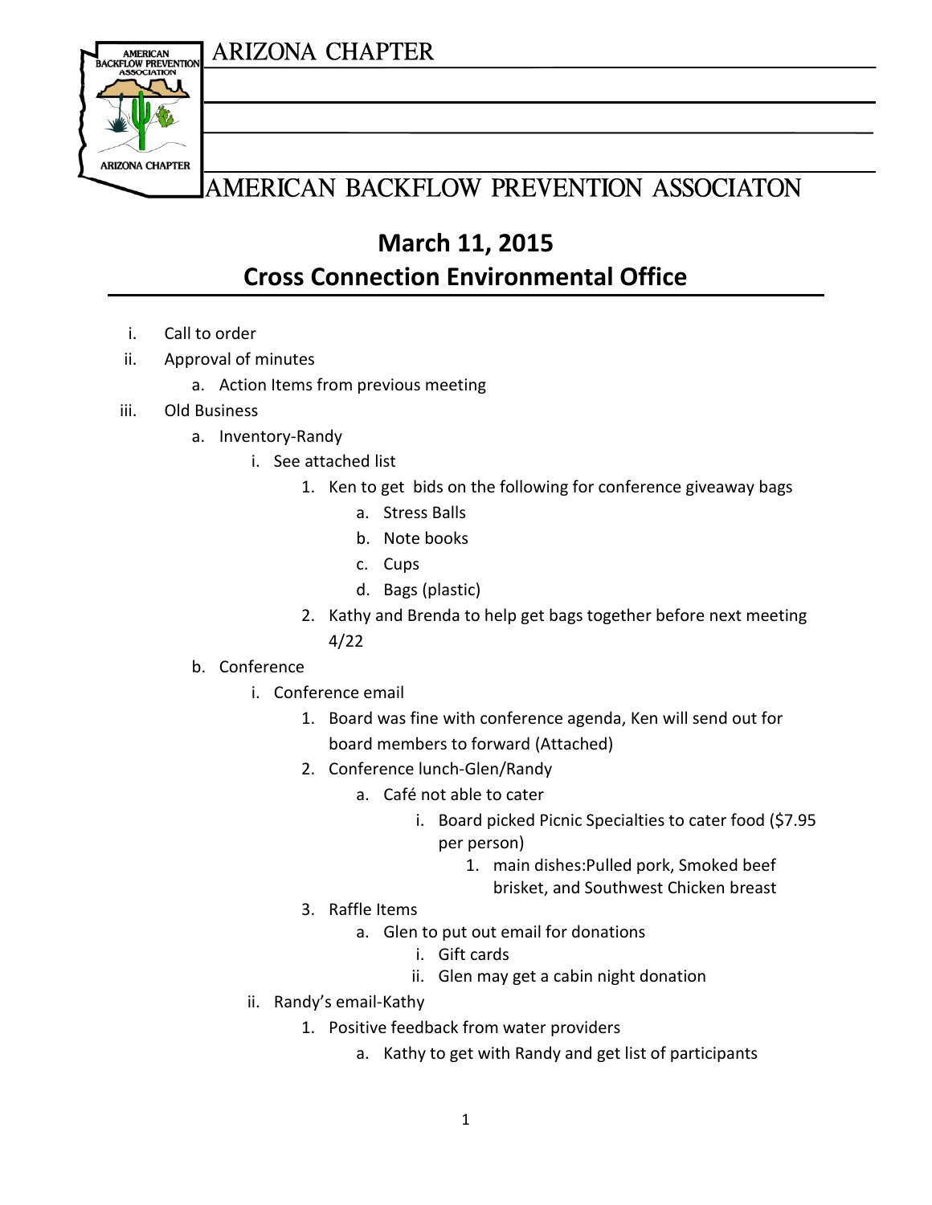ARIZONA CHAPTER

AMERICAN BACKFLOW PREVENTION ASSOCIATON

## March 11, 2015
## Cross Connection Environmental Office

i. Call to order
ii. Approval of minutes
   a. Action Items from previous meeting
iii. Old Business
   a. Inventory-Randy
      i. See attached list
         1. Ken to get bids on the following for conference giveaway bags
            a. Stress Balls
            b. Note books
            c. Cups
            d. Bags (plastic)
         2. Kathy and Brenda to help get bags together before next meeting 4/22
   b. Conference
      i. Conference email
         1. Board was fine with conference agenda, Ken will send out for board members to forward (Attached)
         2. Conference lunch-Glen/Randy
            a. Café not able to cater
               i. Board picked Picnic Specialties to cater food ($7.95 per person)
                  1. main dishes:Pulled pork, Smoked beef brisket, and Southwest Chicken breast
         3. Raffle Items
            a. Glen to put out email for donations
               i. Gift cards
               ii. Glen may get a cabin night donation
      ii. Randy's email-Kathy
         1. Positive feedback from water providers
            a. Kathy to get with Randy and get list of participants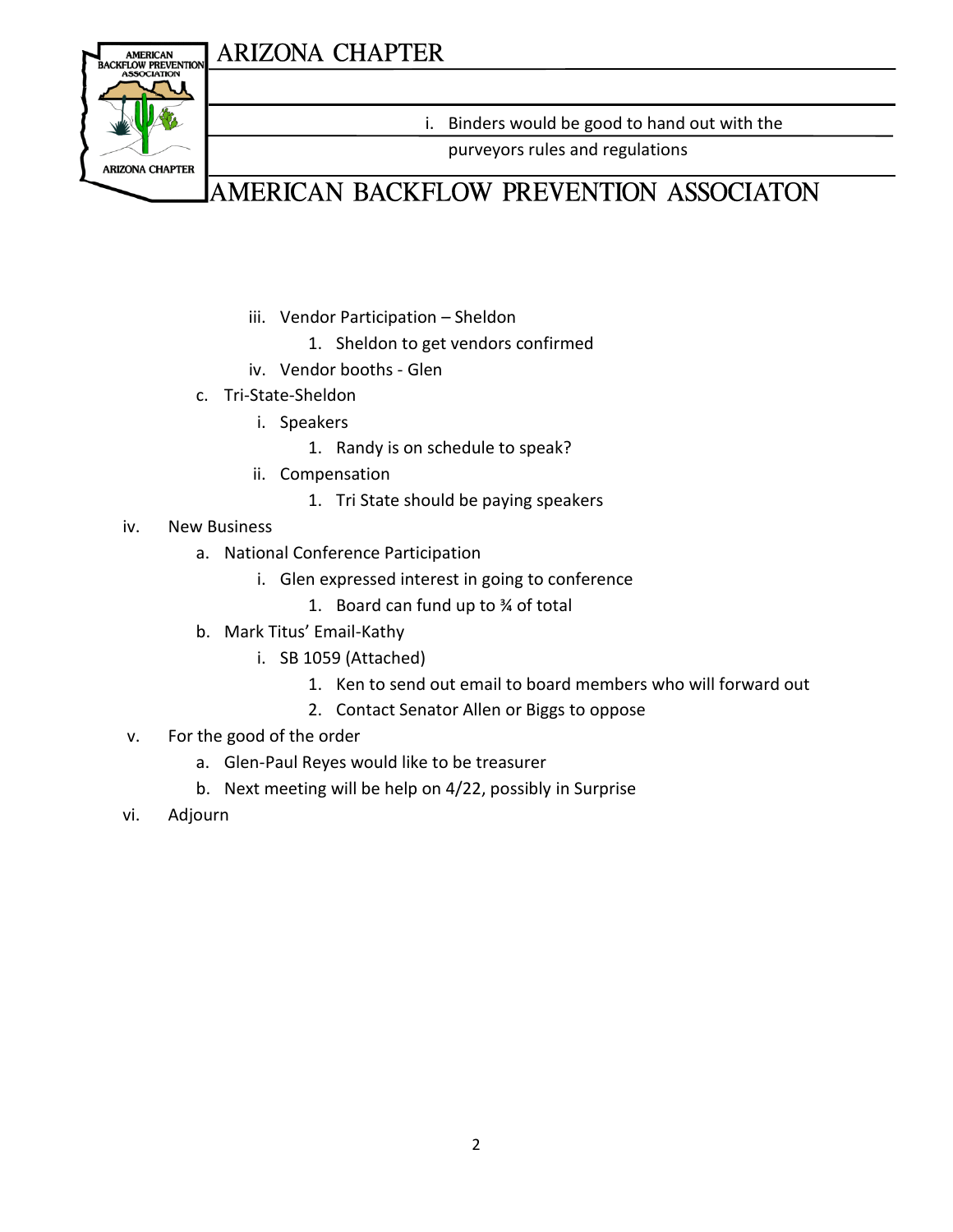i. Binders would be good to hand out with the purveyors rules and regulations

- iii. Vendor Participation – Sheldon
  - 1. Sheldon to get vendors confirmed
- iv. Vendor booths - Glen

c. Tri-State-Sheldon

- i. Speakers
  - 1. Randy is on schedule to speak?
- ii. Compensation
  - 1. Tri State should be paying speakers

iv. New Business

- a. National Conference Participation
  - i. Glen expressed interest in going to conference
    - 1. Board can fund up to ¾ of total
- b. Mark Titus' Email-Kathy
  - i. SB 1059 (Attached)
    - 1. Ken to send out email to board members who will forward out
    - 2. Contact Senator Allen or Biggs to oppose

v. For the good of the order

- a. Glen-Paul Reyes would like to be treasurer
- b. Next meeting will be help on 4/22, possibly in Surprise

vi. Adjourn